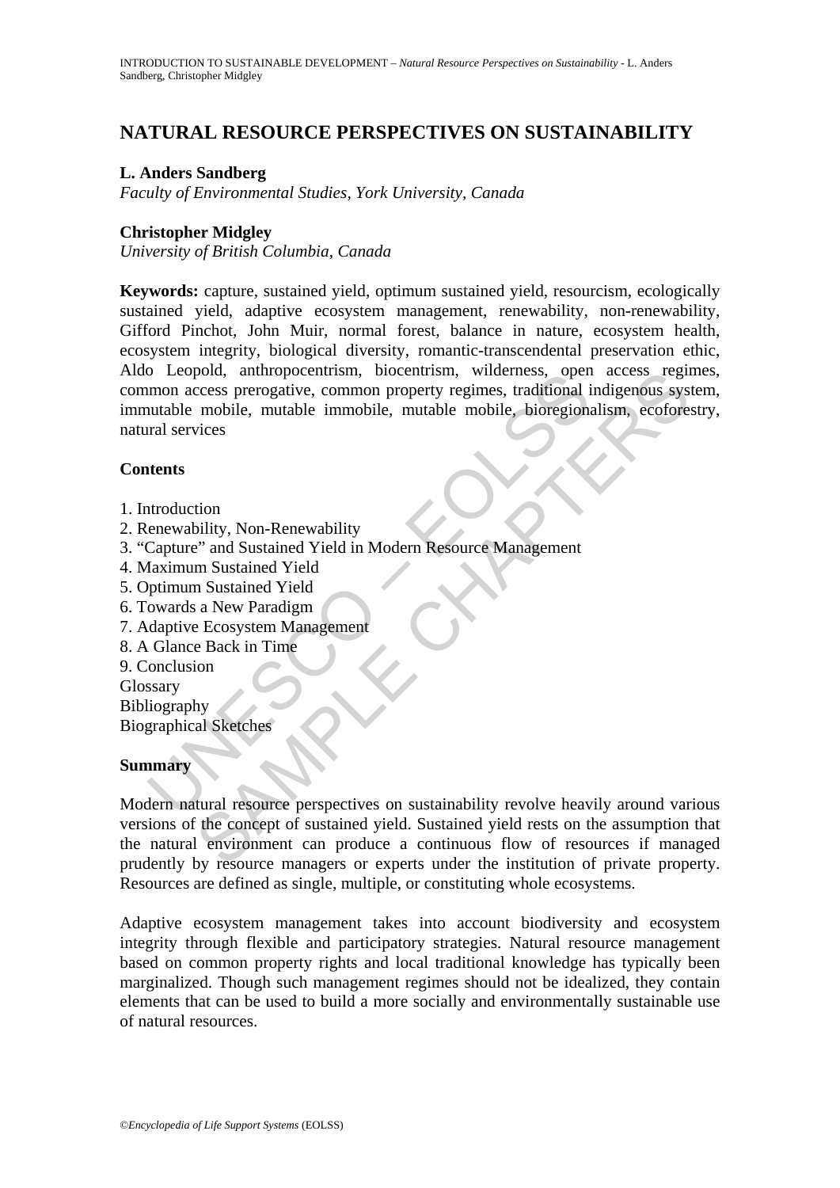# NATURAL RESOURCE PERSPECTIVES ON SUSTAINABILITY

**L. Anders Sandberg**

*Faculty of Environmental Studies, York University, Canada*

**Christopher Midgley**

*University of British Columbia, Canada*

**Keywords:** capture, sustained yield, optimum sustained yield, resourcism, ecologically sustained yield, adaptive ecosystem management, renewability, non-renewability, Gifford Pinchot, John Muir, normal forest, balance in nature, ecosystem health, ecosystem integrity, biological diversity, romantic-transcendental preservation ethic, Aldo Leopold, anthropocentrism, biocentrism, wilderness, open access regimes, common access prerogative, common property regimes, traditional indigenous system, immutable mobile, mutable immobile, mutable mobile, bioregionalism, ecoforestry, natural services

## Contents

1. Introduction
2. Renewability, Non-Renewability
3. "Capture" and Sustained Yield in Modern Resource Management
4. Maximum Sustained Yield
5. Optimum Sustained Yield
6. Towards a New Paradigm
7. Adaptive Ecosystem Management
8. A Glance Back in Time
9. Conclusion

Glossary
Bibliography
Biographical Sketches

## Summary

Modern natural resource perspectives on sustainability revolve heavily around various versions of the concept of sustained yield. Sustained yield rests on the assumption that the natural environment can produce a continuous flow of resources if managed prudently by resource managers or experts under the institution of private property. Resources are defined as single, multiple, or constituting whole ecosystems.

Adaptive ecosystem management takes into account biodiversity and ecosystem integrity through flexible and participatory strategies. Natural resource management based on common property rights and local traditional knowledge has typically been marginalized. Though such management regimes should not be idealized, they contain elements that can be used to build a more socially and environmentally sustainable use of natural resources.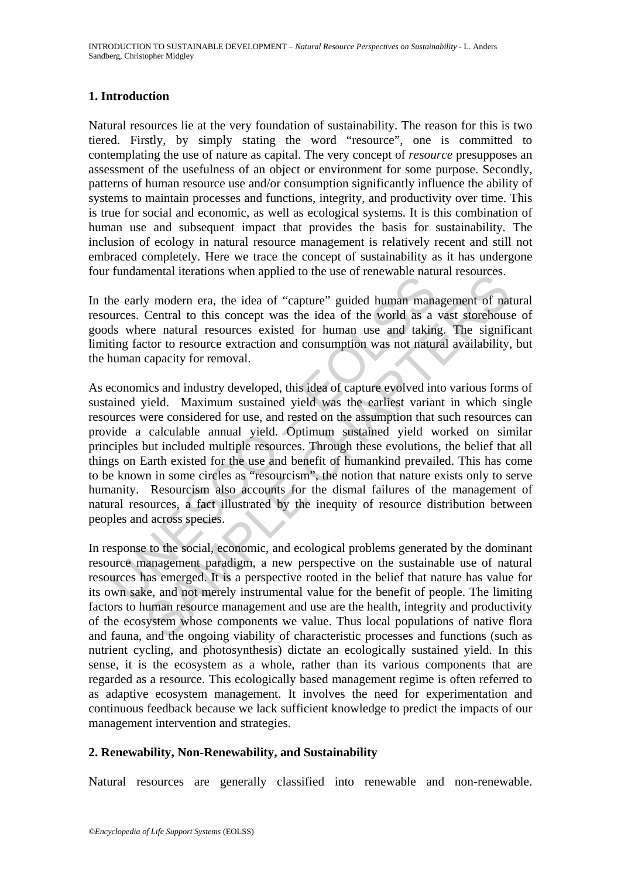## 1. Introduction

Natural resources lie at the very foundation of sustainability. The reason for this is two tiered. Firstly, by simply stating the word "resource", one is committed to contemplating the use of nature as capital. The very concept of *resource* presupposes an assessment of the usefulness of an object or environment for some purpose. Secondly, patterns of human resource use and/or consumption significantly influence the ability of systems to maintain processes and functions, integrity, and productivity over time. This is true for social and economic, as well as ecological systems. It is this combination of human use and subsequent impact that provides the basis for sustainability. The inclusion of ecology in natural resource management is relatively recent and still not embraced completely. Here we trace the concept of sustainability as it has undergone four fundamental iterations when applied to the use of renewable natural resources.

In the early modern era, the idea of "capture" guided human management of natural resources. Central to this concept was the idea of the world as a vast storehouse of goods where natural resources existed for human use and taking. The significant limiting factor to resource extraction and consumption was not natural availability, but the human capacity for removal.

As economics and industry developed, this idea of capture evolved into various forms of sustained yield. Maximum sustained yield was the earliest variant in which single resources were considered for use, and rested on the assumption that such resources can provide a calculable annual yield. Optimum sustained yield worked on similar principles but included multiple resources. Through these evolutions, the belief that all things on Earth existed for the use and benefit of humankind prevailed. This has come to be known in some circles as "resourcism", the notion that nature exists only to serve humanity. Resourcism also accounts for the dismal failures of the management of natural resources, a fact illustrated by the inequity of resource distribution between peoples and across species.

In response to the social, economic, and ecological problems generated by the dominant resource management paradigm, a new perspective on the sustainable use of natural resources has emerged. It is a perspective rooted in the belief that nature has value for its own sake, and not merely instrumental value for the benefit of people. The limiting factors to human resource management and use are the health, integrity and productivity of the ecosystem whose components we value. Thus local populations of native flora and fauna, and the ongoing viability of characteristic processes and functions (such as nutrient cycling, and photosynthesis) dictate an ecologically sustained yield. In this sense, it is the ecosystem as a whole, rather than its various components that are regarded as a resource. This ecologically based management regime is often referred to as adaptive ecosystem management. It involves the need for experimentation and continuous feedback because we lack sufficient knowledge to predict the impacts of our management intervention and strategies.

## 2. Renewability, Non-Renewability, and Sustainability

Natural resources are generally classified into renewable and non-renewable.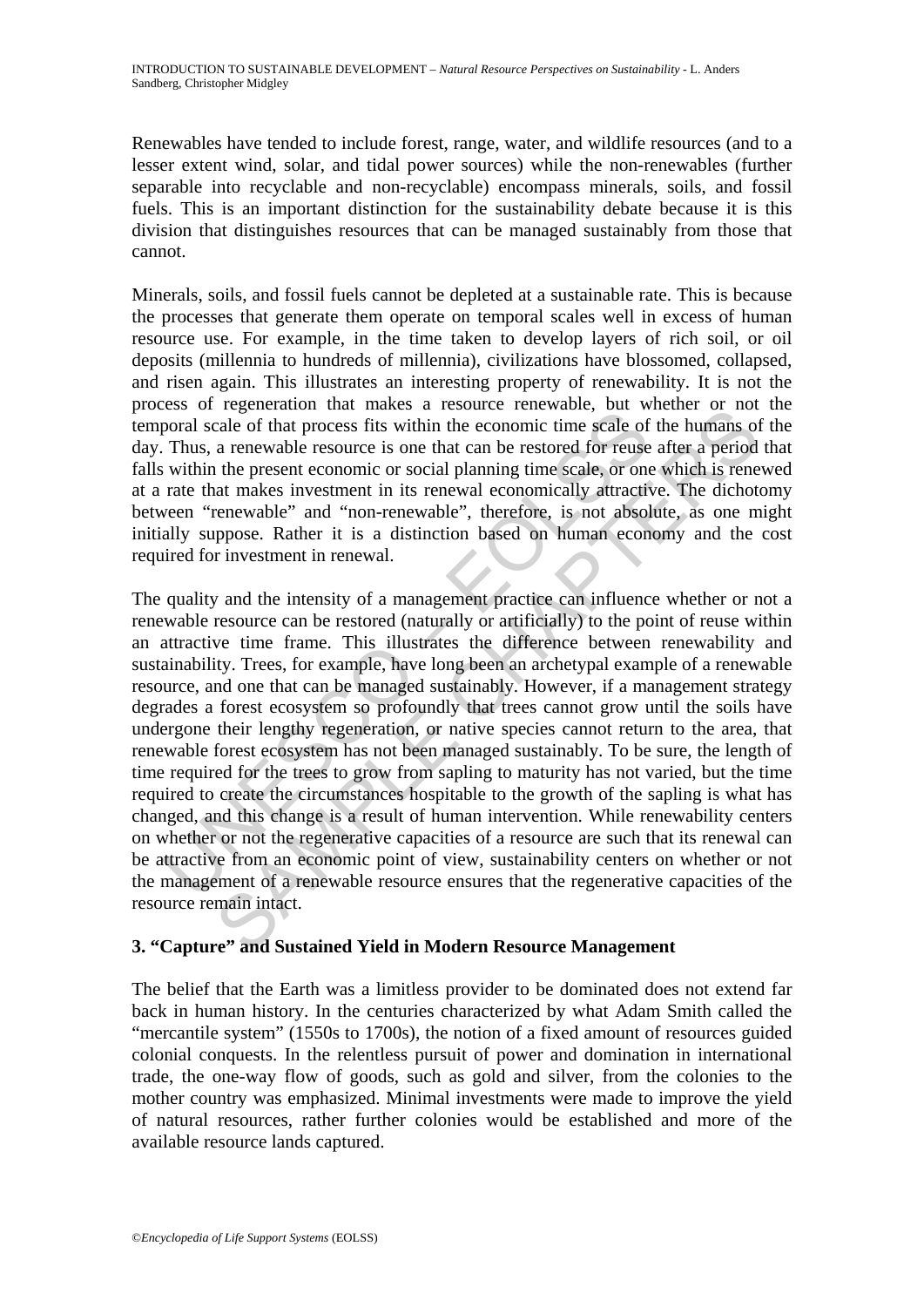Renewables have tended to include forest, range, water, and wildlife resources (and to a lesser extent wind, solar, and tidal power sources) while the non-renewables (further separable into recyclable and non-recyclable) encompass minerals, soils, and fossil fuels. This is an important distinction for the sustainability debate because it is this division that distinguishes resources that can be managed sustainably from those that cannot.

Minerals, soils, and fossil fuels cannot be depleted at a sustainable rate. This is because the processes that generate them operate on temporal scales well in excess of human resource use. For example, in the time taken to develop layers of rich soil, or oil deposits (millennia to hundreds of millennia), civilizations have blossomed, collapsed, and risen again. This illustrates an interesting property of renewability. It is not the process of regeneration that makes a resource renewable, but whether or not the temporal scale of that process fits within the economic time scale of the humans of the day. Thus, a renewable resource is one that can be restored for reuse after a period that falls within the present economic or social planning time scale, or one which is renewed at a rate that makes investment in its renewal economically attractive. The dichotomy between "renewable" and "non-renewable", therefore, is not absolute, as one might initially suppose. Rather it is a distinction based on human economy and the cost required for investment in renewal.

The quality and the intensity of a management practice can influence whether or not a renewable resource can be restored (naturally or artificially) to the point of reuse within an attractive time frame. This illustrates the difference between renewability and sustainability. Trees, for example, have long been an archetypal example of a renewable resource, and one that can be managed sustainably. However, if a management strategy degrades a forest ecosystem so profoundly that trees cannot grow until the soils have undergone their lengthy regeneration, or native species cannot return to the area, that renewable forest ecosystem has not been managed sustainably. To be sure, the length of time required for the trees to grow from sapling to maturity has not varied, but the time required to create the circumstances hospitable to the growth of the sapling is what has changed, and this change is a result of human intervention. While renewability centers on whether or not the regenerative capacities of a resource are such that its renewal can be attractive from an economic point of view, sustainability centers on whether or not the management of a renewable resource ensures that the regenerative capacities of the resource remain intact.

## 3. "Capture" and Sustained Yield in Modern Resource Management

The belief that the Earth was a limitless provider to be dominated does not extend far back in human history. In the centuries characterized by what Adam Smith called the "mercantile system" (1550s to 1700s), the notion of a fixed amount of resources guided colonial conquests. In the relentless pursuit of power and domination in international trade, the one-way flow of goods, such as gold and silver, from the colonies to the mother country was emphasized. Minimal investments were made to improve the yield of natural resources, rather further colonies would be established and more of the available resource lands captured.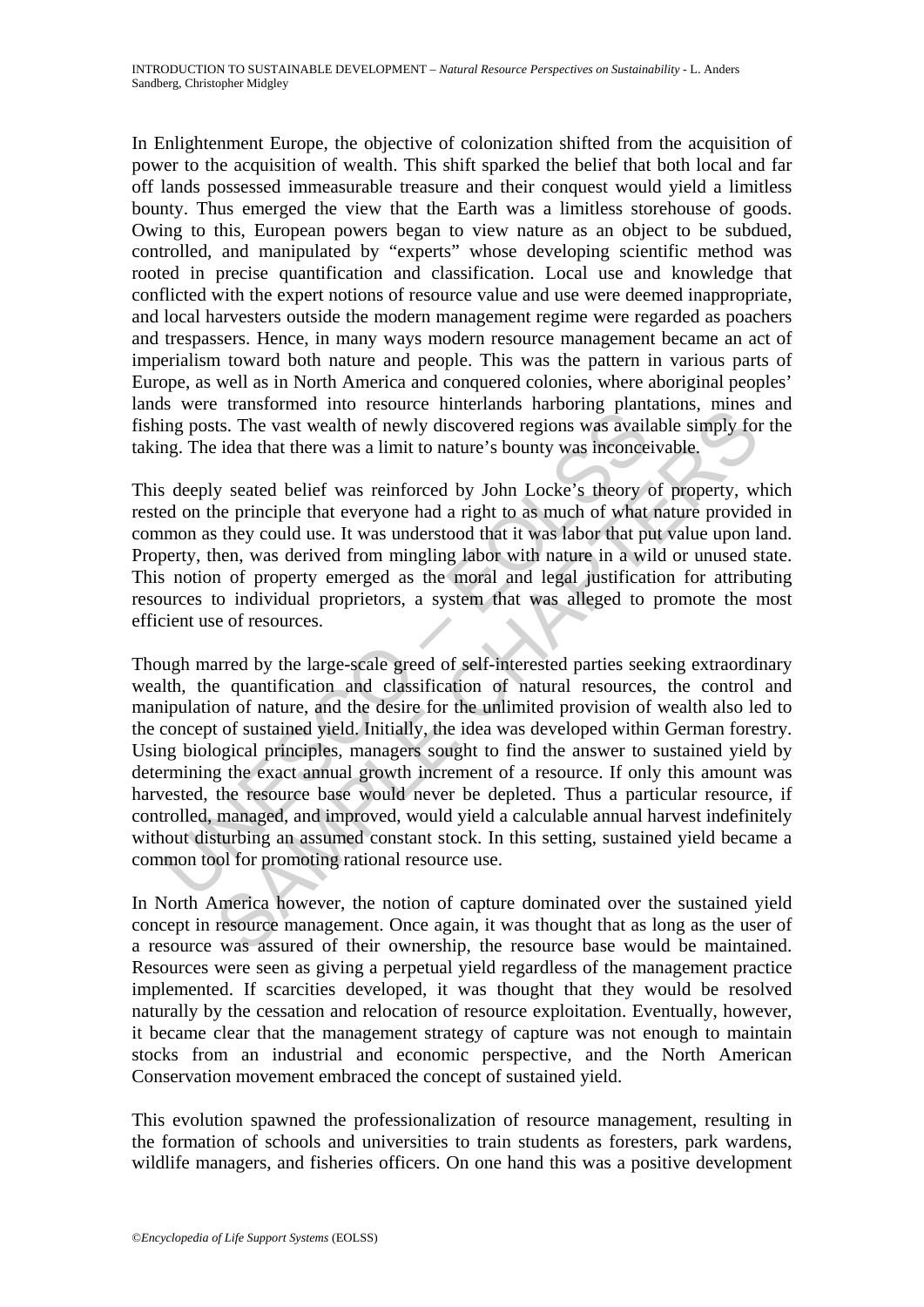In Enlightenment Europe, the objective of colonization shifted from the acquisition of power to the acquisition of wealth. This shift sparked the belief that both local and far off lands possessed immeasurable treasure and their conquest would yield a limitless bounty. Thus emerged the view that the Earth was a limitless storehouse of goods. Owing to this, European powers began to view nature as an object to be subdued, controlled, and manipulated by "experts" whose developing scientific method was rooted in precise quantification and classification. Local use and knowledge that conflicted with the expert notions of resource value and use were deemed inappropriate, and local harvesters outside the modern management regime were regarded as poachers and trespassers. Hence, in many ways modern resource management became an act of imperialism toward both nature and people. This was the pattern in various parts of Europe, as well as in North America and conquered colonies, where aboriginal peoples' lands were transformed into resource hinterlands harboring plantations, mines and fishing posts. The vast wealth of newly discovered regions was available simply for the taking. The idea that there was a limit to nature's bounty was inconceivable.

This deeply seated belief was reinforced by John Locke's theory of property, which rested on the principle that everyone had a right to as much of what nature provided in common as they could use. It was understood that it was labor that put value upon land. Property, then, was derived from mingling labor with nature in a wild or unused state. This notion of property emerged as the moral and legal justification for attributing resources to individual proprietors, a system that was alleged to promote the most efficient use of resources.

Though marred by the large-scale greed of self-interested parties seeking extraordinary wealth, the quantification and classification of natural resources, the control and manipulation of nature, and the desire for the unlimited provision of wealth also led to the concept of sustained yield. Initially, the idea was developed within German forestry. Using biological principles, managers sought to find the answer to sustained yield by determining the exact annual growth increment of a resource. If only this amount was harvested, the resource base would never be depleted. Thus a particular resource, if controlled, managed, and improved, would yield a calculable annual harvest indefinitely without disturbing an assumed constant stock. In this setting, sustained yield became a common tool for promoting rational resource use.

In North America however, the notion of capture dominated over the sustained yield concept in resource management. Once again, it was thought that as long as the user of a resource was assured of their ownership, the resource base would be maintained. Resources were seen as giving a perpetual yield regardless of the management practice implemented. If scarcities developed, it was thought that they would be resolved naturally by the cessation and relocation of resource exploitation. Eventually, however, it became clear that the management strategy of capture was not enough to maintain stocks from an industrial and economic perspective, and the North American Conservation movement embraced the concept of sustained yield.

This evolution spawned the professionalization of resource management, resulting in the formation of schools and universities to train students as foresters, park wardens, wildlife managers, and fisheries officers. On one hand this was a positive development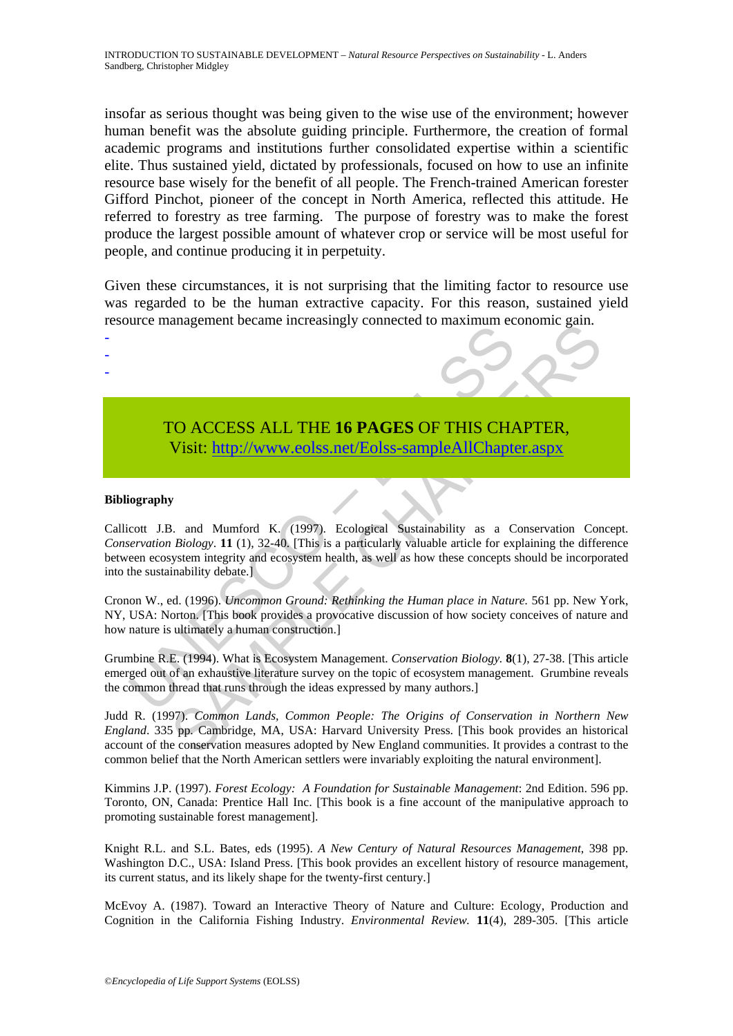insofar as serious thought was being given to the wise use of the environment; however human benefit was the absolute guiding principle. Furthermore, the creation of formal academic programs and institutions further consolidated expertise within a scientific elite. Thus sustained yield, dictated by professionals, focused on how to use an infinite resource base wisely for the benefit of all people. The French-trained American forester Gifford Pinchot, pioneer of the concept in North America, reflected this attitude. He referred to forestry as tree farming. The purpose of forestry was to make the forest produce the largest possible amount of whatever crop or service will be most useful for people, and continue producing it in perpetuity.

Given these circumstances, it is not surprising that the limiting factor to resource use was regarded to be the human extractive capacity. For this reason, sustained yield resource management became increasingly connected to maximum economic gain.

-
-
-

TO ACCESS ALL THE **16 PAGES** OF THIS CHAPTER,
Visit: http://www.eolss.net/Eolss-sampleAllChapter.aspx

**Bibliography**

Callicott J.B. and Mumford K. (1997). Ecological Sustainability as a Conservation Concept. *Conservation Biology*. **11** (1), 32-40. [This is a particularly valuable article for explaining the difference between ecosystem integrity and ecosystem health, as well as how these concepts should be incorporated into the sustainability debate.]

Cronon W., ed. (1996). *Uncommon Ground: Rethinking the Human place in Nature.* 561 pp. New York, NY, USA: Norton. [This book provides a provocative discussion of how society conceives of nature and how nature is ultimately a human construction.]

Grumbine R.E. (1994). What is Ecosystem Management. *Conservation Biology.* **8**(1), 27-38. [This article emerged out of an exhaustive literature survey on the topic of ecosystem management. Grumbine reveals the common thread that runs through the ideas expressed by many authors.]

Judd R. (1997). *Common Lands, Common People: The Origins of Conservation in Northern New England*. 335 pp. Cambridge, MA, USA: Harvard University Press. [This book provides an historical account of the conservation measures adopted by New England communities. It provides a contrast to the common belief that the North American settlers were invariably exploiting the natural environment].

Kimmins J.P. (1997). *Forest Ecology: A Foundation for Sustainable Management*: 2nd Edition. 596 pp. Toronto, ON, Canada: Prentice Hall Inc. [This book is a fine account of the manipulative approach to promoting sustainable forest management].

Knight R.L. and S.L. Bates, eds (1995). *A New Century of Natural Resources Management*, 398 pp. Washington D.C., USA: Island Press. [This book provides an excellent history of resource management, its current status, and its likely shape for the twenty-first century.]

McEvoy A. (1987). Toward an Interactive Theory of Nature and Culture: Ecology, Production and Cognition in the California Fishing Industry. *Environmental Review.* **11**(4), 289-305. [This article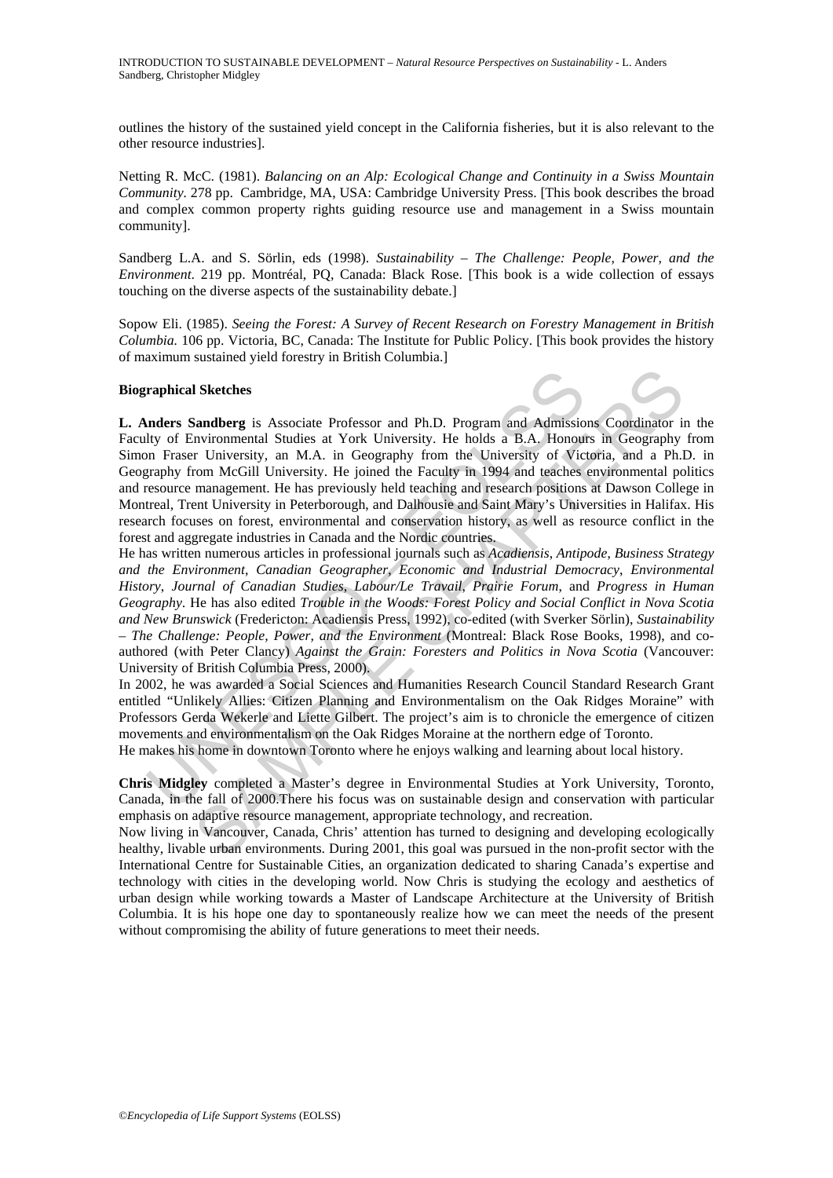outlines the history of the sustained yield concept in the California fisheries, but it is also relevant to the other resource industries].

Netting R. McC. (1981). *Balancing on an Alp: Ecological Change and Continuity in a Swiss Mountain Community.* 278 pp. Cambridge, MA, USA: Cambridge University Press. [This book describes the broad and complex common property rights guiding resource use and management in a Swiss mountain community].

Sandberg L.A. and S. Sörlin, eds (1998). *Sustainability – The Challenge: People, Power, and the Environment*. 219 pp. Montréal, PQ, Canada: Black Rose. [This book is a wide collection of essays touching on the diverse aspects of the sustainability debate.]

Sopow Eli. (1985). *Seeing the Forest: A Survey of Recent Research on Forestry Management in British Columbia.* 106 pp. Victoria, BC, Canada: The Institute for Public Policy. [This book provides the history of maximum sustained yield forestry in British Columbia.]

**Biographical Sketches**

**L. Anders Sandberg** is Associate Professor and Ph.D. Program and Admissions Coordinator in the Faculty of Environmental Studies at York University. He holds a B.A. Honours in Geography from Simon Fraser University, an M.A. in Geography from the University of Victoria, and a Ph.D. in Geography from McGill University. He joined the Faculty in 1994 and teaches environmental politics and resource management. He has previously held teaching and research positions at Dawson College in Montreal, Trent University in Peterborough, and Dalhousie and Saint Mary's Universities in Halifax. His research focuses on forest, environmental and conservation history, as well as resource conflict in the forest and aggregate industries in Canada and the Nordic countries.

He has written numerous articles in professional journals such as *Acadiensis*, *Antipode*, *Business Strategy and the Environment*, *Canadian Geographer*, *Economic and Industrial Democracy*, *Environmental History*, *Journal of Canadian Studies*, *Labour/Le Travail*, *Prairie Forum*, and *Progress in Human Geography*. He has also edited *Trouble in the Woods: Forest Policy and Social Conflict in Nova Scotia and New Brunswick* (Fredericton: Acadiensis Press, 1992), co-edited (with Sverker Sörlin), *Sustainability – The Challenge: People, Power, and the Environment* (Montreal: Black Rose Books, 1998), and co-authored (with Peter Clancy) *Against the Grain: Foresters and Politics in Nova Scotia* (Vancouver: University of British Columbia Press, 2000).

In 2002, he was awarded a Social Sciences and Humanities Research Council Standard Research Grant entitled "Unlikely Allies: Citizen Planning and Environmentalism on the Oak Ridges Moraine" with Professors Gerda Wekerle and Liette Gilbert. The project's aim is to chronicle the emergence of citizen movements and environmentalism on the Oak Ridges Moraine at the northern edge of Toronto.

He makes his home in downtown Toronto where he enjoys walking and learning about local history.

**Chris Midgley** completed a Master's degree in Environmental Studies at York University, Toronto, Canada, in the fall of 2000.There his focus was on sustainable design and conservation with particular emphasis on adaptive resource management, appropriate technology, and recreation.

Now living in Vancouver, Canada, Chris' attention has turned to designing and developing ecologically healthy, livable urban environments. During 2001, this goal was pursued in the non-profit sector with the International Centre for Sustainable Cities, an organization dedicated to sharing Canada's expertise and technology with cities in the developing world. Now Chris is studying the ecology and aesthetics of urban design while working towards a Master of Landscape Architecture at the University of British Columbia. It is his hope one day to spontaneously realize how we can meet the needs of the present without compromising the ability of future generations to meet their needs.